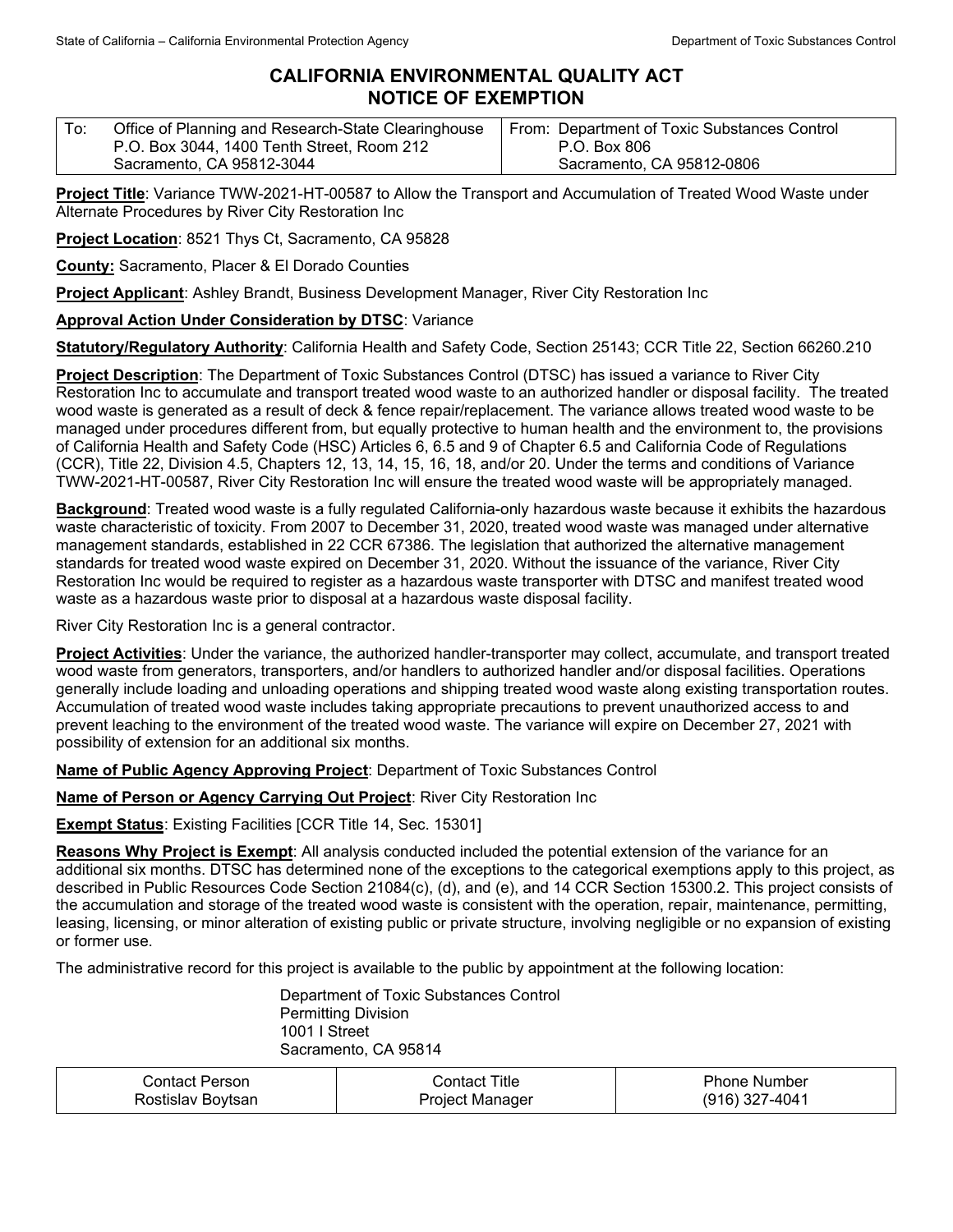State of California – California Environmental Protection Agency | Department of Toxic Substances Control

# CALIFORNIA ENVIRONMENTAL QUALITY ACT
# NOTICE OF EXEMPTION

| | |
|---|---|
| To: Office of Planning and Research-State Clearinghouse<br>P.O. Box 3044, 1400 Tenth Street, Room 212<br>Sacramento, CA 95812-3044 | From: Department of Toxic Substances Control<br>P.O. Box 806<br>Sacramento, CA 95812-0806 |

**Project Title**: Variance TWW-2021-HT-00587 to Allow the Transport and Accumulation of Treated Wood Waste under Alternate Procedures by River City Restoration Inc

**Project Location**: 8521 Thys Ct, Sacramento, CA 95828

**County:** Sacramento, Placer & El Dorado Counties

**Project Applicant**: Ashley Brandt, Business Development Manager, River City Restoration Inc

**Approval Action Under Consideration by DTSC**: Variance

**Statutory/Regulatory Authority**: California Health and Safety Code, Section 25143; CCR Title 22, Section 66260.210

**Project Description**: The Department of Toxic Substances Control (DTSC) has issued a variance to River City Restoration Inc to accumulate and transport treated wood waste to an authorized handler or disposal facility. The treated wood waste is generated as a result of deck & fence repair/replacement. The variance allows treated wood waste to be managed under procedures different from, but equally protective to human health and the environment to, the provisions of California Health and Safety Code (HSC) Articles 6, 6.5 and 9 of Chapter 6.5 and California Code of Regulations (CCR), Title 22, Division 4.5, Chapters 12, 13, 14, 15, 16, 18, and/or 20. Under the terms and conditions of Variance TWW-2021-HT-00587, River City Restoration Inc will ensure the treated wood waste will be appropriately managed.

**Background**: Treated wood waste is a fully regulated California-only hazardous waste because it exhibits the hazardous waste characteristic of toxicity. From 2007 to December 31, 2020, treated wood waste was managed under alternative management standards, established in 22 CCR 67386. The legislation that authorized the alternative management standards for treated wood waste expired on December 31, 2020. Without the issuance of the variance, River City Restoration Inc would be required to register as a hazardous waste transporter with DTSC and manifest treated wood waste as a hazardous waste prior to disposal at a hazardous waste disposal facility.

River City Restoration Inc is a general contractor.

**Project Activities**: Under the variance, the authorized handler-transporter may collect, accumulate, and transport treated wood waste from generators, transporters, and/or handlers to authorized handler and/or disposal facilities. Operations generally include loading and unloading operations and shipping treated wood waste along existing transportation routes. Accumulation of treated wood waste includes taking appropriate precautions to prevent unauthorized access to and prevent leaching to the environment of the treated wood waste. The variance will expire on December 27, 2021 with possibility of extension for an additional six months.

**Name of Public Agency Approving Project**: Department of Toxic Substances Control

**Name of Person or Agency Carrying Out Project**: River City Restoration Inc

**Exempt Status**: Existing Facilities [CCR Title 14, Sec. 15301]

**Reasons Why Project is Exempt**: All analysis conducted included the potential extension of the variance for an additional six months. DTSC has determined none of the exceptions to the categorical exemptions apply to this project, as described in Public Resources Code Section 21084(c), (d), and (e), and 14 CCR Section 15300.2. This project consists of the accumulation and storage of the treated wood waste is consistent with the operation, repair, maintenance, permitting, leasing, licensing, or minor alteration of existing public or private structure, involving negligible or no expansion of existing or former use.

The administrative record for this project is available to the public by appointment at the following location:

Department of Toxic Substances Control
Permitting Division
1001 I Street
Sacramento, CA 95814

| Contact Person | Contact Title | Phone Number |
|---|---|---|
| Rostislav Boytsan | Project Manager | (916) 327-4041 |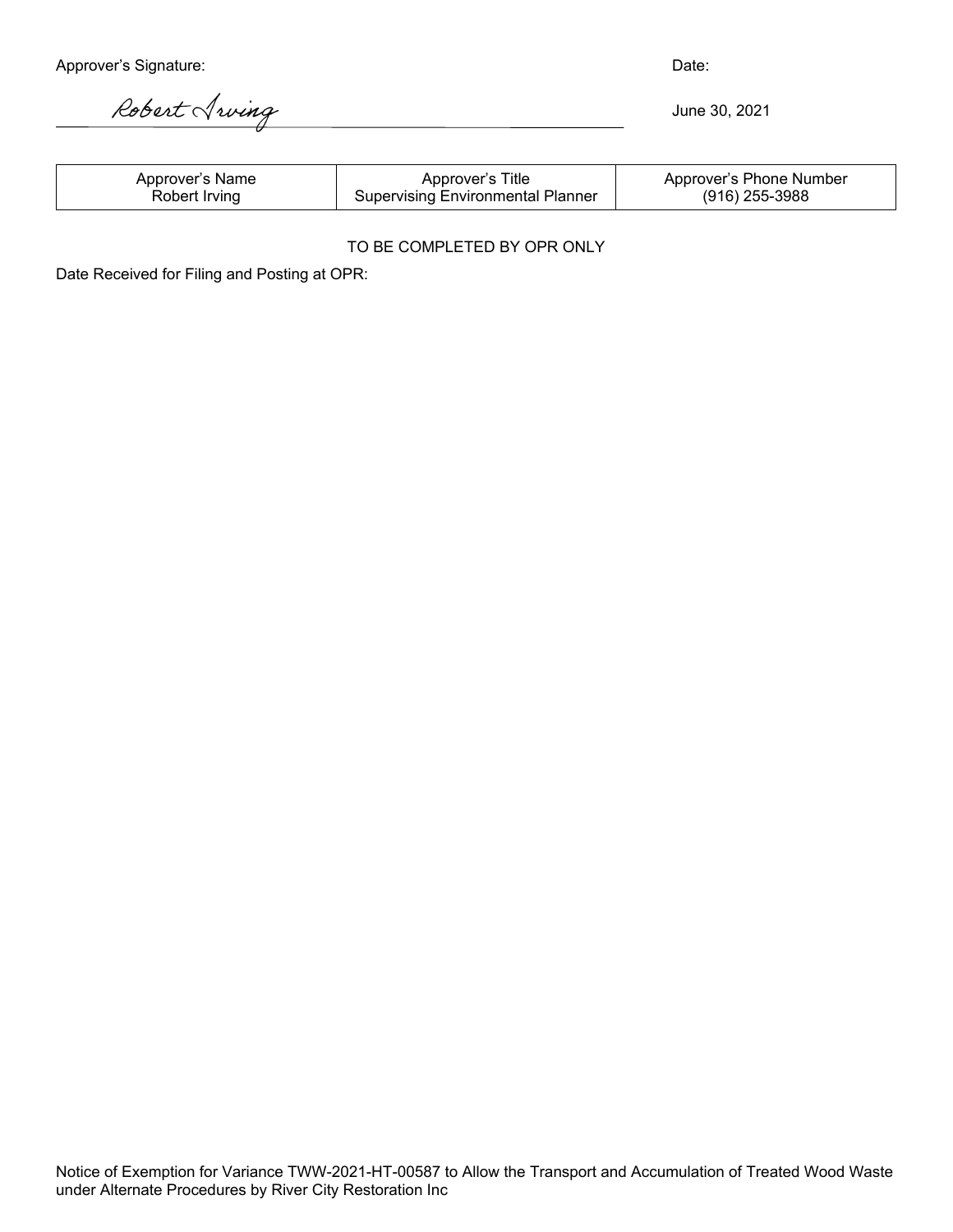Approver's Signature: Robert Irving

Date: June 30, 2021

| Approver's Name | Approver's Title | Approver's Phone Number |
|---|---|---|
| Robert Irving | Supervising Environmental Planner | (916) 255-3988 |

TO BE COMPLETED BY OPR ONLY

Date Received for Filing and Posting at OPR: